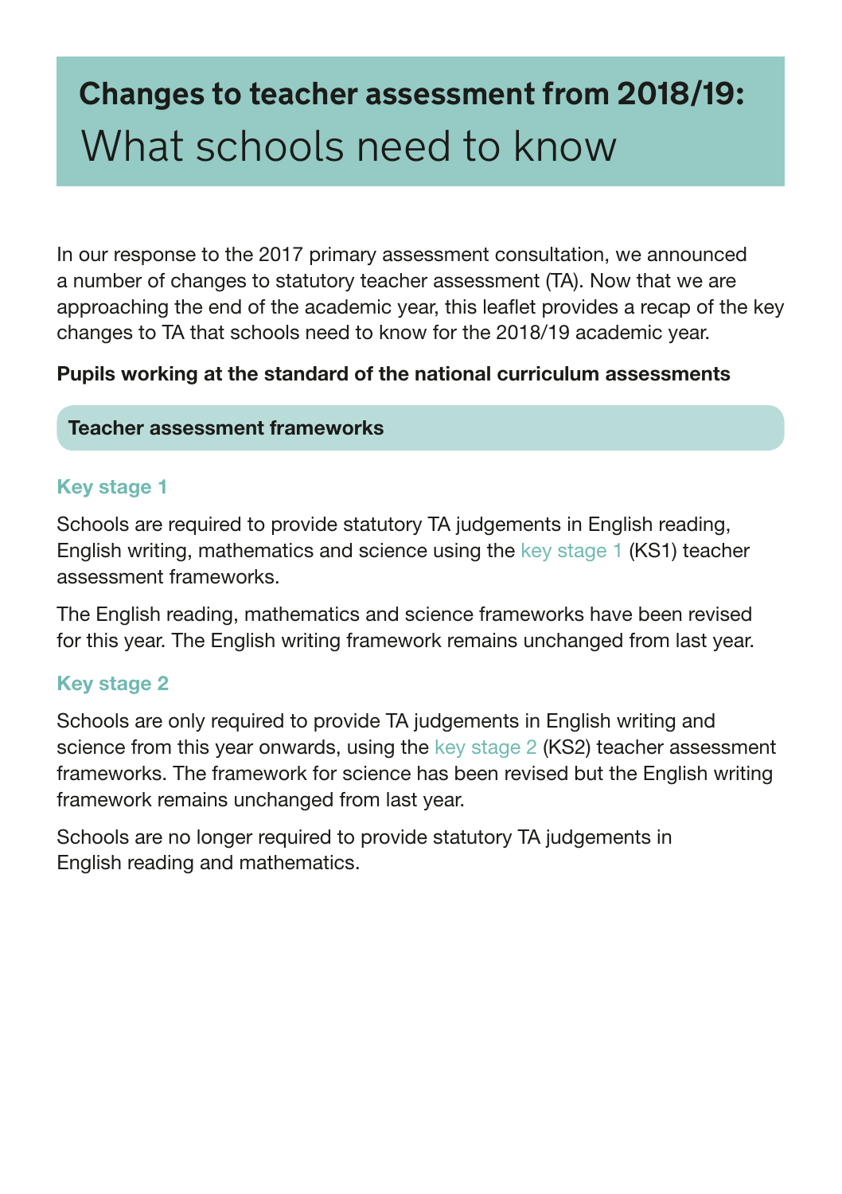# Changes to teacher assessment from 2018/19: What schools need to know

In our response to the 2017 primary assessment consultation, we announced a number of changes to statutory teacher assessment (TA). Now that we are approaching the end of the academic year, this leaflet provides a recap of the key changes to TA that schools need to know for the 2018/19 academic year.

**Pupils working at the standard of the national curriculum assessments**

## Teacher assessment frameworks

### Key stage 1

Schools are required to provide statutory TA judgements in English reading, English writing, mathematics and science using the key stage 1 (KS1) teacher assessment frameworks.

The English reading, mathematics and science frameworks have been revised for this year. The English writing framework remains unchanged from last year.

### Key stage 2

Schools are only required to provide TA judgements in English writing and science from this year onwards, using the key stage 2 (KS2) teacher assessment frameworks. The framework for science has been revised but the English writing framework remains unchanged from last year.

Schools are no longer required to provide statutory TA judgements in English reading and mathematics.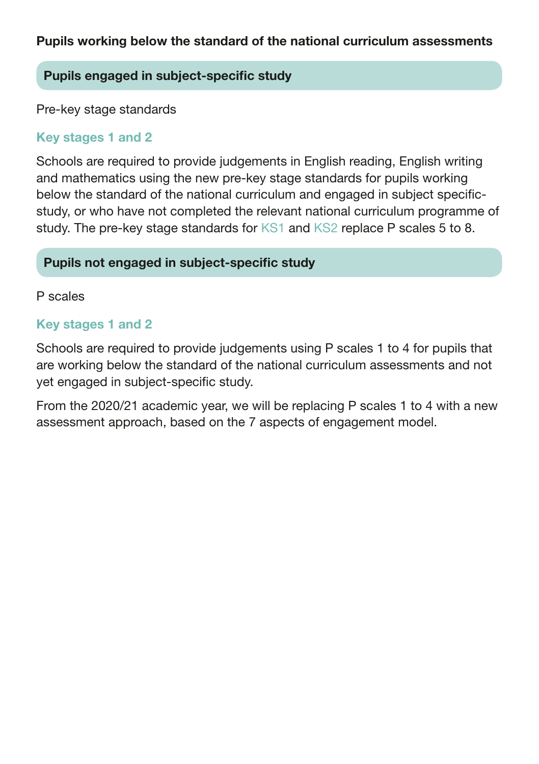**Pupils working below the standard of the national curriculum assessments**

## Pupils engaged in subject-specific study

Pre-key stage standards

### Key stages 1 and 2

Schools are required to provide judgements in English reading, English writing and mathematics using the new pre-key stage standards for pupils working below the standard of the national curriculum and engaged in subject specific-study, or who have not completed the relevant national curriculum programme of study. The pre-key stage standards for KS1 and KS2 replace P scales 5 to 8.

## Pupils not engaged in subject-specific study

P scales

### Key stages 1 and 2

Schools are required to provide judgements using P scales 1 to 4 for pupils that are working below the standard of the national curriculum assessments and not yet engaged in subject-specific study.

From the 2020/21 academic year, we will be replacing P scales 1 to 4 with a new assessment approach, based on the 7 aspects of engagement model.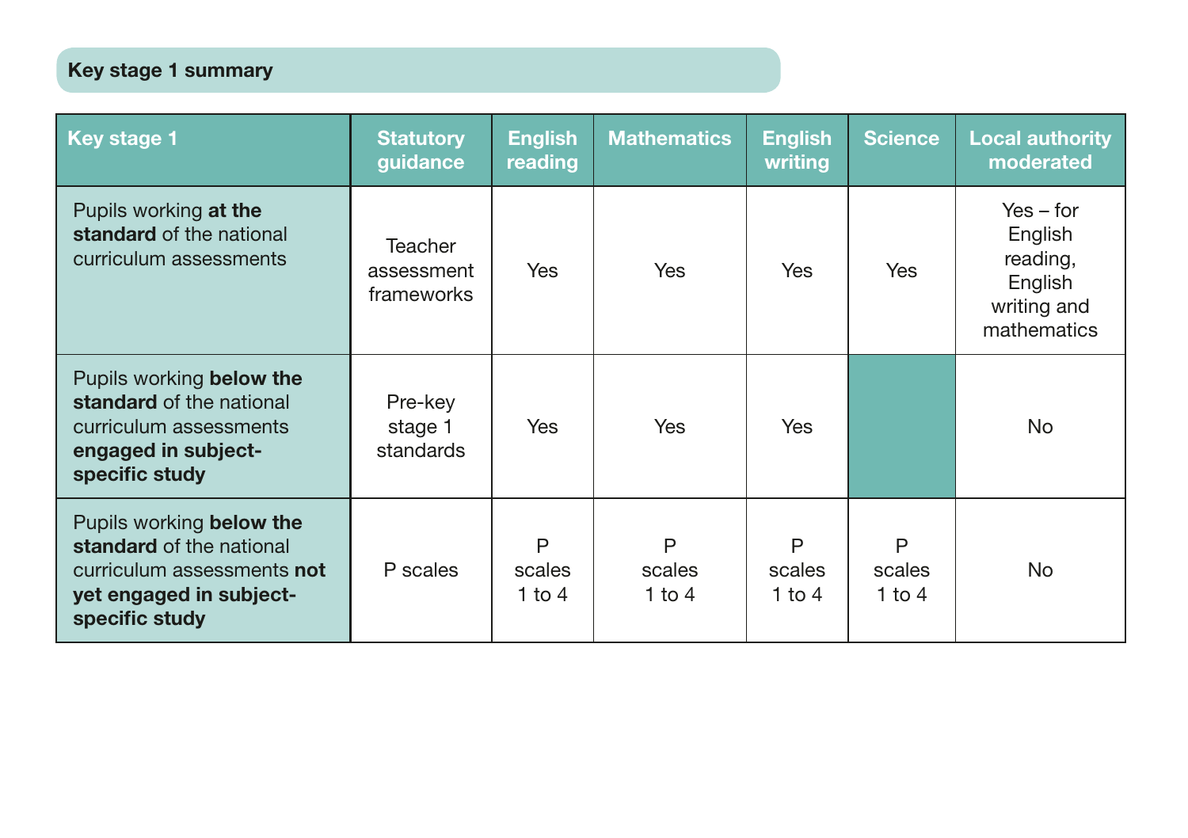## Key stage 1 summary

| Key stage 1 | Statutory guidance | English reading | Mathematics | English writing | Science | Local authority moderated |
|---|---|---|---|---|---|---|
| Pupils working **at the standard** of the national curriculum assessments | Teacher assessment frameworks | Yes | Yes | Yes | Yes | Yes – for English reading, English writing and mathematics |
| Pupils working **below the standard** of the national curriculum assessments **engaged in subject-specific study** | Pre-key stage 1 standards | Yes | Yes | Yes | | No |
| Pupils working **below the standard** of the national curriculum assessments **not yet engaged in subject-specific study** | P scales | P scales 1 to 4 | P scales 1 to 4 | P scales 1 to 4 | P scales 1 to 4 | No |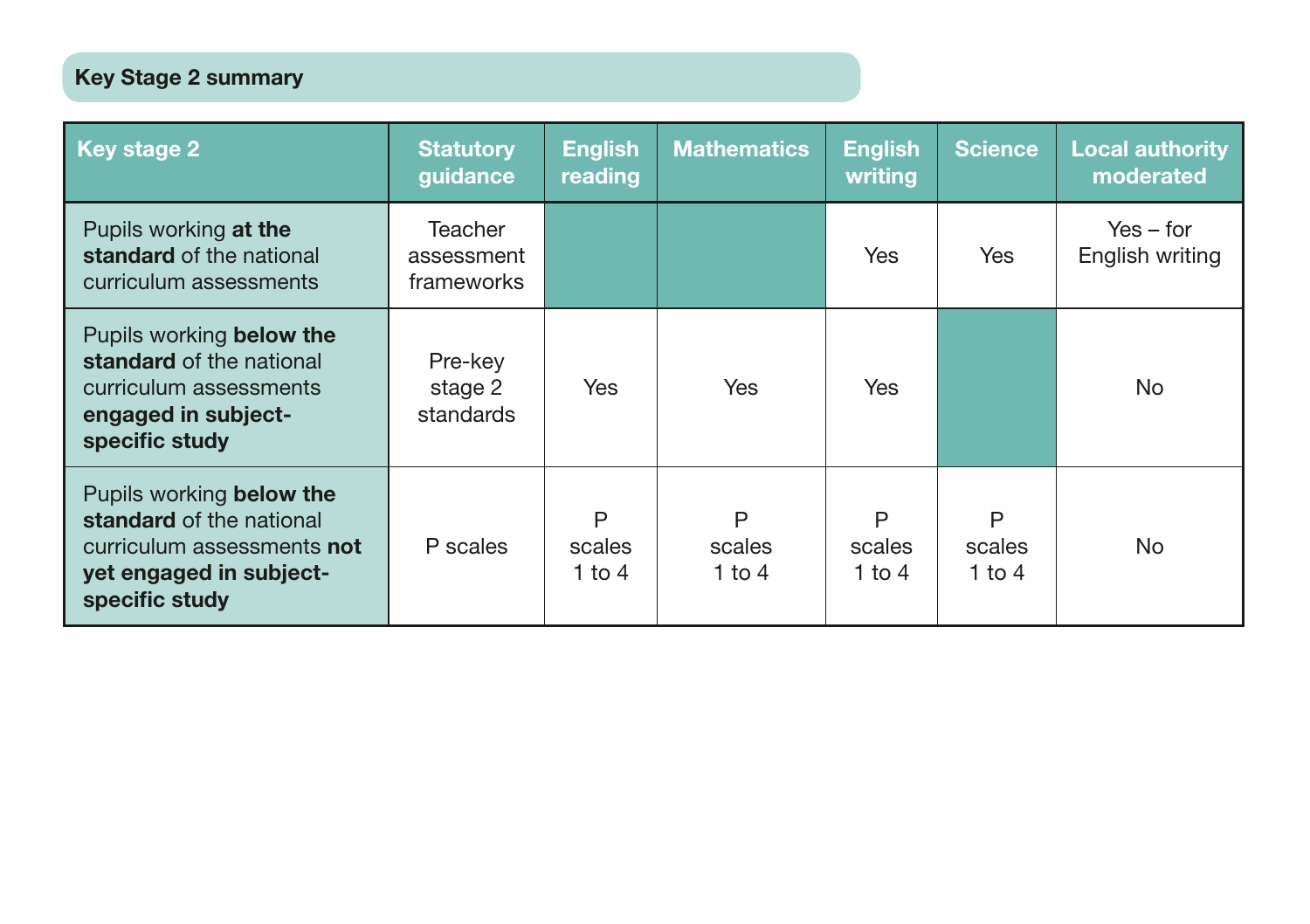## Key Stage 2 summary

| Key stage 2 | Statutory guidance | English reading | Mathematics | English writing | Science | Local authority moderated |
|---|---|---|---|---|---|---|
| Pupils working **at the standard** of the national curriculum assessments | Teacher assessment frameworks | | | Yes | Yes | Yes – for English writing |
| Pupils working **below the standard** of the national curriculum assessments **engaged in subject-specific study** | Pre-key stage 2 standards | Yes | Yes | Yes | | No |
| Pupils working **below the standard** of the national curriculum assessments **not yet engaged in subject-specific study** | P scales | P scales 1 to 4 | P scales 1 to 4 | P scales 1 to 4 | P scales 1 to 4 | No |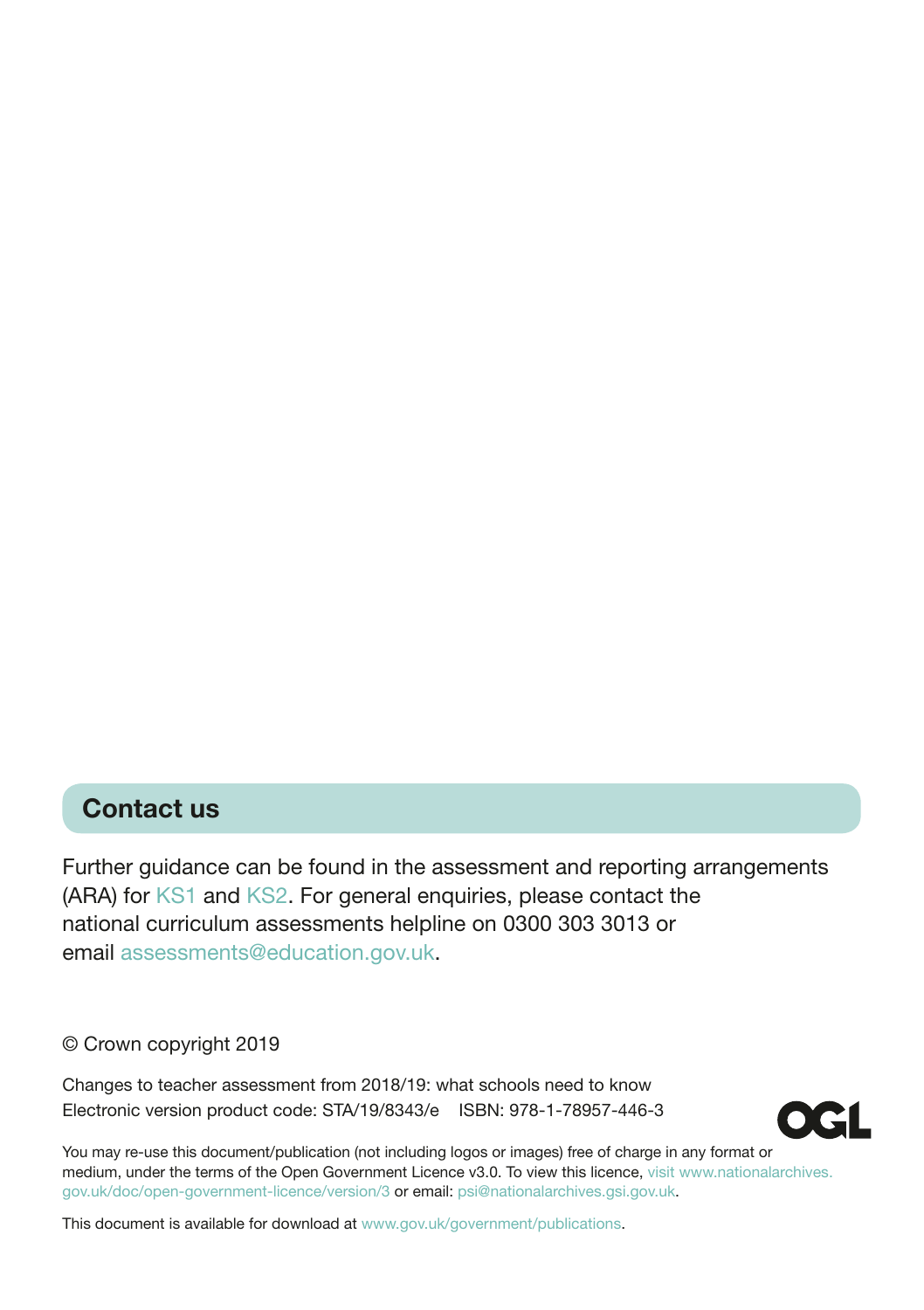## Contact us

Further guidance can be found in the assessment and reporting arrangements (ARA) for KS1 and KS2. For general enquiries, please contact the national curriculum assessments helpline on 0300 303 3013 or email assessments@education.gov.uk.

© Crown copyright 2019

Changes to teacher assessment from 2018/19: what schools need to know
Electronic version product code: STA/19/8343/e ISBN: 978-1-78957-446-3

You may re-use this document/publication (not including logos or images) free of charge in any format or medium, under the terms of the Open Government Licence v3.0. To view this licence, visit www.nationalarchives.gov.uk/doc/open-government-licence/version/3 or email: psi@nationalarchives.gsi.gov.uk.

This document is available for download at www.gov.uk/government/publications.